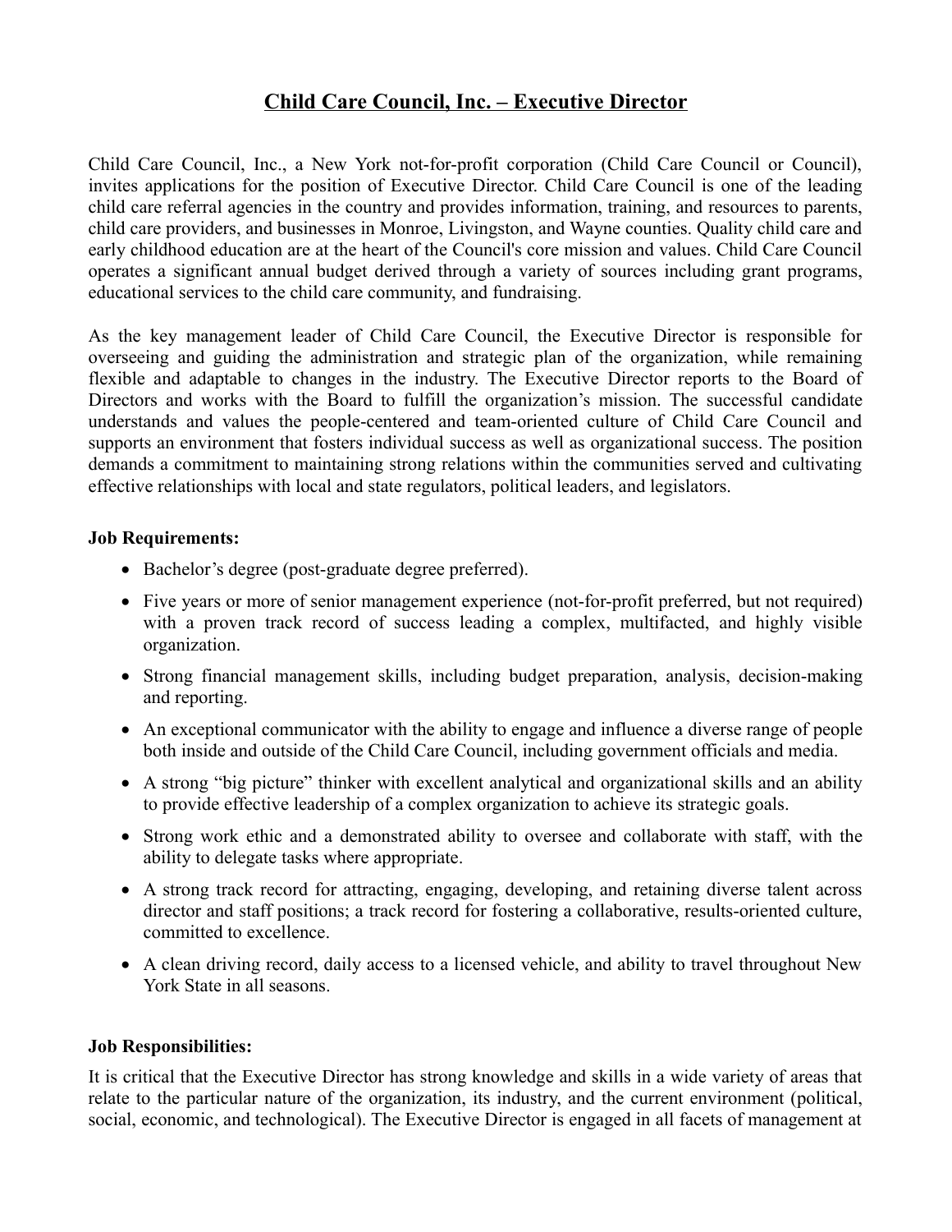# Child Care Council, Inc. – Executive Director

Child Care Council, Inc., a New York not-for-profit corporation (Child Care Council or Council), invites applications for the position of Executive Director. Child Care Council is one of the leading child care referral agencies in the country and provides information, training, and resources to parents, child care providers, and businesses in Monroe, Livingston, and Wayne counties. Quality child care and early childhood education are at the heart of the Council's core mission and values. Child Care Council operates a significant annual budget derived through a variety of sources including grant programs, educational services to the child care community, and fundraising.

As the key management leader of Child Care Council, the Executive Director is responsible for overseeing and guiding the administration and strategic plan of the organization, while remaining flexible and adaptable to changes in the industry. The Executive Director reports to the Board of Directors and works with the Board to fulfill the organization's mission. The successful candidate understands and values the people-centered and team-oriented culture of Child Care Council and supports an environment that fosters individual success as well as organizational success. The position demands a commitment to maintaining strong relations within the communities served and cultivating effective relationships with local and state regulators, political leaders, and legislators.

**Job Requirements:**

- Bachelor's degree (post-graduate degree preferred).
- Five years or more of senior management experience (not-for-profit preferred, but not required) with a proven track record of success leading a complex, multifacted, and highly visible organization.
- Strong financial management skills, including budget preparation, analysis, decision-making and reporting.
- An exceptional communicator with the ability to engage and influence a diverse range of people both inside and outside of the Child Care Council, including government officials and media.
- A strong "big picture" thinker with excellent analytical and organizational skills and an ability to provide effective leadership of a complex organization to achieve its strategic goals.
- Strong work ethic and a demonstrated ability to oversee and collaborate with staff, with the ability to delegate tasks where appropriate.
- A strong track record for attracting, engaging, developing, and retaining diverse talent across director and staff positions; a track record for fostering a collaborative, results-oriented culture, committed to excellence.
- A clean driving record, daily access to a licensed vehicle, and ability to travel throughout New York State in all seasons.

**Job Responsibilities:**

It is critical that the Executive Director has strong knowledge and skills in a wide variety of areas that relate to the particular nature of the organization, its industry, and the current environment (political, social, economic, and technological). The Executive Director is engaged in all facets of management at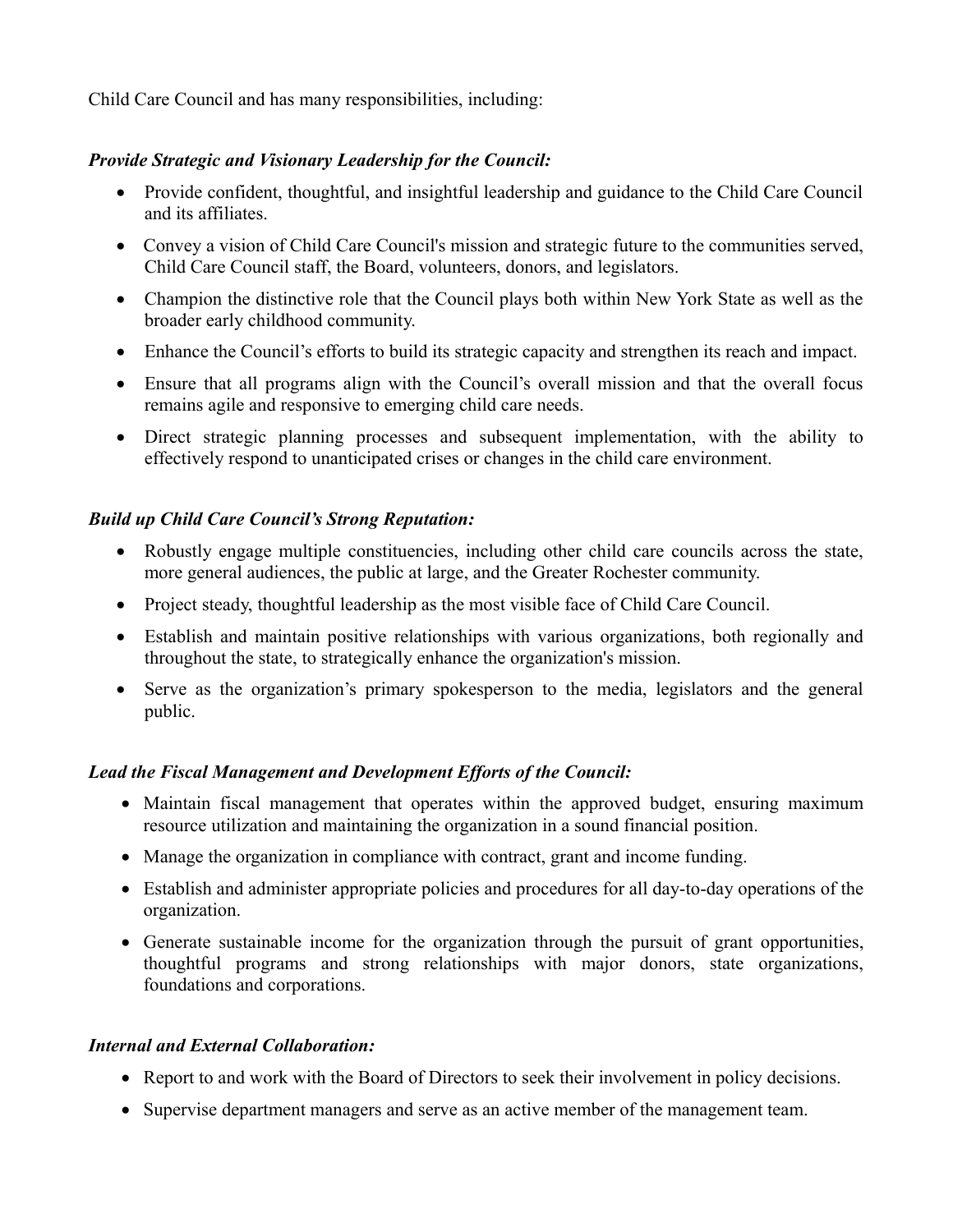Child Care Council and has many responsibilities, including:

***Provide Strategic and Visionary Leadership for the Council:***

- Provide confident, thoughtful, and insightful leadership and guidance to the Child Care Council and its affiliates.
- Convey a vision of Child Care Council's mission and strategic future to the communities served, Child Care Council staff, the Board, volunteers, donors, and legislators.
- Champion the distinctive role that the Council plays both within New York State as well as the broader early childhood community.
- Enhance the Council's efforts to build its strategic capacity and strengthen its reach and impact.
- Ensure that all programs align with the Council's overall mission and that the overall focus remains agile and responsive to emerging child care needs.
- Direct strategic planning processes and subsequent implementation, with the ability to effectively respond to unanticipated crises or changes in the child care environment.

***Build up Child Care Council's Strong Reputation:***

- Robustly engage multiple constituencies, including other child care councils across the state, more general audiences, the public at large, and the Greater Rochester community.
- Project steady, thoughtful leadership as the most visible face of Child Care Council.
- Establish and maintain positive relationships with various organizations, both regionally and throughout the state, to strategically enhance the organization's mission.
- Serve as the organization's primary spokesperson to the media, legislators and the general public.

***Lead the Fiscal Management and Development Efforts of the Council:***

- Maintain fiscal management that operates within the approved budget, ensuring maximum resource utilization and maintaining the organization in a sound financial position.
- Manage the organization in compliance with contract, grant and income funding.
- Establish and administer appropriate policies and procedures for all day-to-day operations of the organization.
- Generate sustainable income for the organization through the pursuit of grant opportunities, thoughtful programs and strong relationships with major donors, state organizations, foundations and corporations.

***Internal and External Collaboration:***

- Report to and work with the Board of Directors to seek their involvement in policy decisions.
- Supervise department managers and serve as an active member of the management team.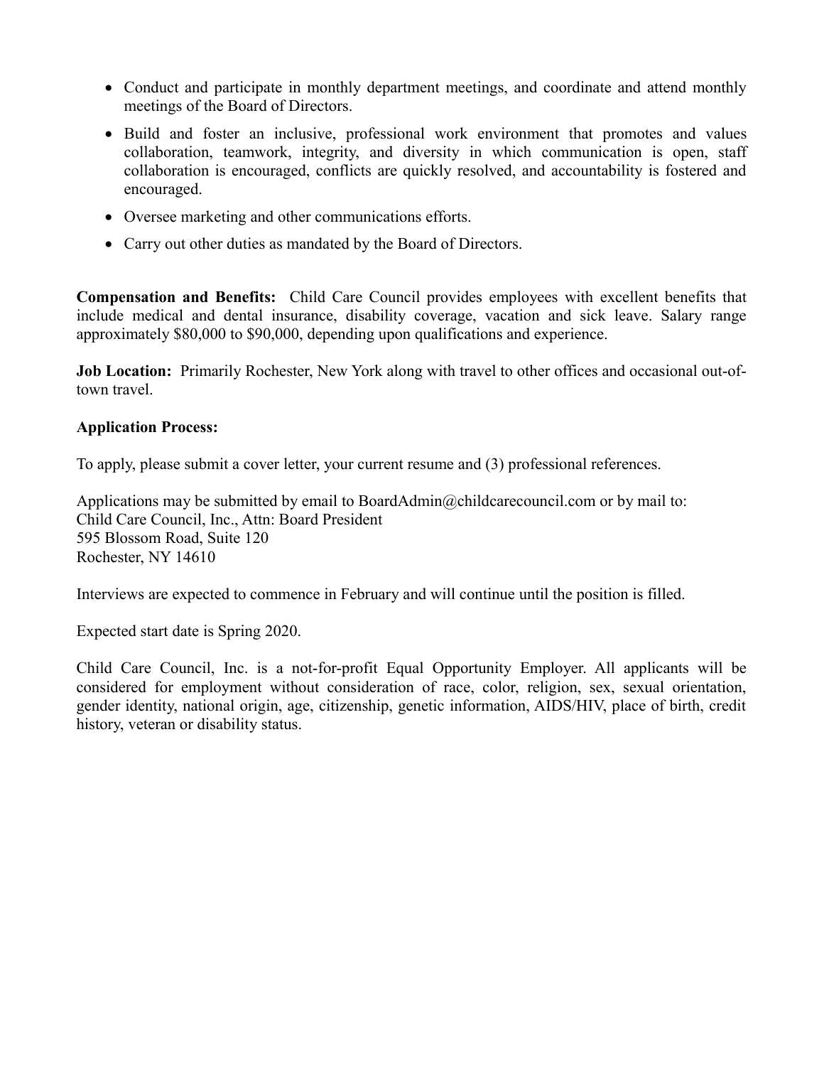- Conduct and participate in monthly department meetings, and coordinate and attend monthly meetings of the Board of Directors.
- Build and foster an inclusive, professional work environment that promotes and values collaboration, teamwork, integrity, and diversity in which communication is open, staff collaboration is encouraged, conflicts are quickly resolved, and accountability is fostered and encouraged.
- Oversee marketing and other communications efforts.
- Carry out other duties as mandated by the Board of Directors.

**Compensation and Benefits:** Child Care Council provides employees with excellent benefits that include medical and dental insurance, disability coverage, vacation and sick leave. Salary range approximately $80,000 to $90,000, depending upon qualifications and experience.

**Job Location:** Primarily Rochester, New York along with travel to other offices and occasional out-of-town travel.

**Application Process:**

To apply, please submit a cover letter, your current resume and (3) professional references.

Applications may be submitted by email to BoardAdmin@childcarecouncil.com or by mail to:
Child Care Council, Inc., Attn: Board President
595 Blossom Road, Suite 120
Rochester, NY 14610

Interviews are expected to commence in February and will continue until the position is filled.

Expected start date is Spring 2020.

Child Care Council, Inc. is a not-for-profit Equal Opportunity Employer. All applicants will be considered for employment without consideration of race, color, religion, sex, sexual orientation, gender identity, national origin, age, citizenship, genetic information, AIDS/HIV, place of birth, credit history, veteran or disability status.